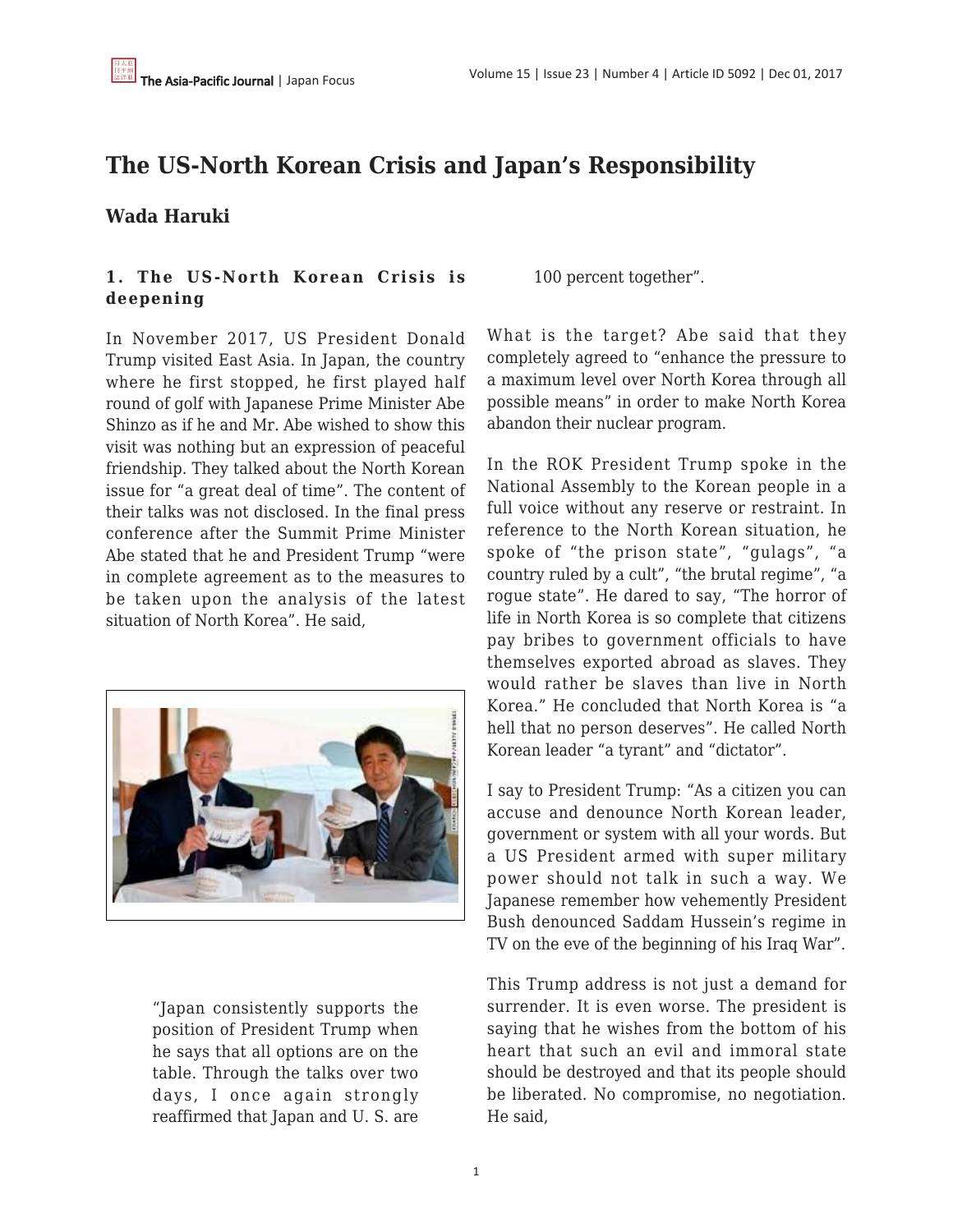# The US-North Korean Crisis and Japan's Responsibility

## Wada Haruki

### 1. The US-North Korean Crisis is deepening

In November 2017, US President Donald Trump visited East Asia. In Japan, the country where he first stopped, he first played half round of golf with Japanese Prime Minister Abe Shinzo as if he and Mr. Abe wished to show this visit was nothing but an expression of peaceful friendship. They talked about the North Korean issue for "a great deal of time". The content of their talks was not disclosed. In the final press conference after the Summit Prime Minister Abe stated that he and President Trump "were in complete agreement as to the measures to be taken upon the analysis of the latest situation of North Korea". He said,

> "Japan consistently supports the position of President Trump when he says that all options are on the table. Through the talks over two days, I once again strongly reaffirmed that Japan and U. S. are 100 percent together".

What is the target? Abe said that they completely agreed to "enhance the pressure to a maximum level over North Korea through all possible means" in order to make North Korea abandon their nuclear program.

In the ROK President Trump spoke in the National Assembly to the Korean people in a full voice without any reserve or restraint. In reference to the North Korean situation, he spoke of "the prison state", "gulags", "a country ruled by a cult", "the brutal regime", "a rogue state". He dared to say, "The horror of life in North Korea is so complete that citizens pay bribes to government officials to have themselves exported abroad as slaves. They would rather be slaves than live in North Korea." He concluded that North Korea is "a hell that no person deserves". He called North Korean leader "a tyrant" and "dictator".

I say to President Trump: "As a citizen you can accuse and denounce North Korean leader, government or system with all your words. But a US President armed with super military power should not talk in such a way. We Japanese remember how vehemently President Bush denounced Saddam Hussein's regime in TV on the eve of the beginning of his Iraq War".

This Trump address is not just a demand for surrender. It is even worse. The president is saying that he wishes from the bottom of his heart that such an evil and immoral state should be destroyed and that its people should be liberated. No compromise, no negotiation. He said,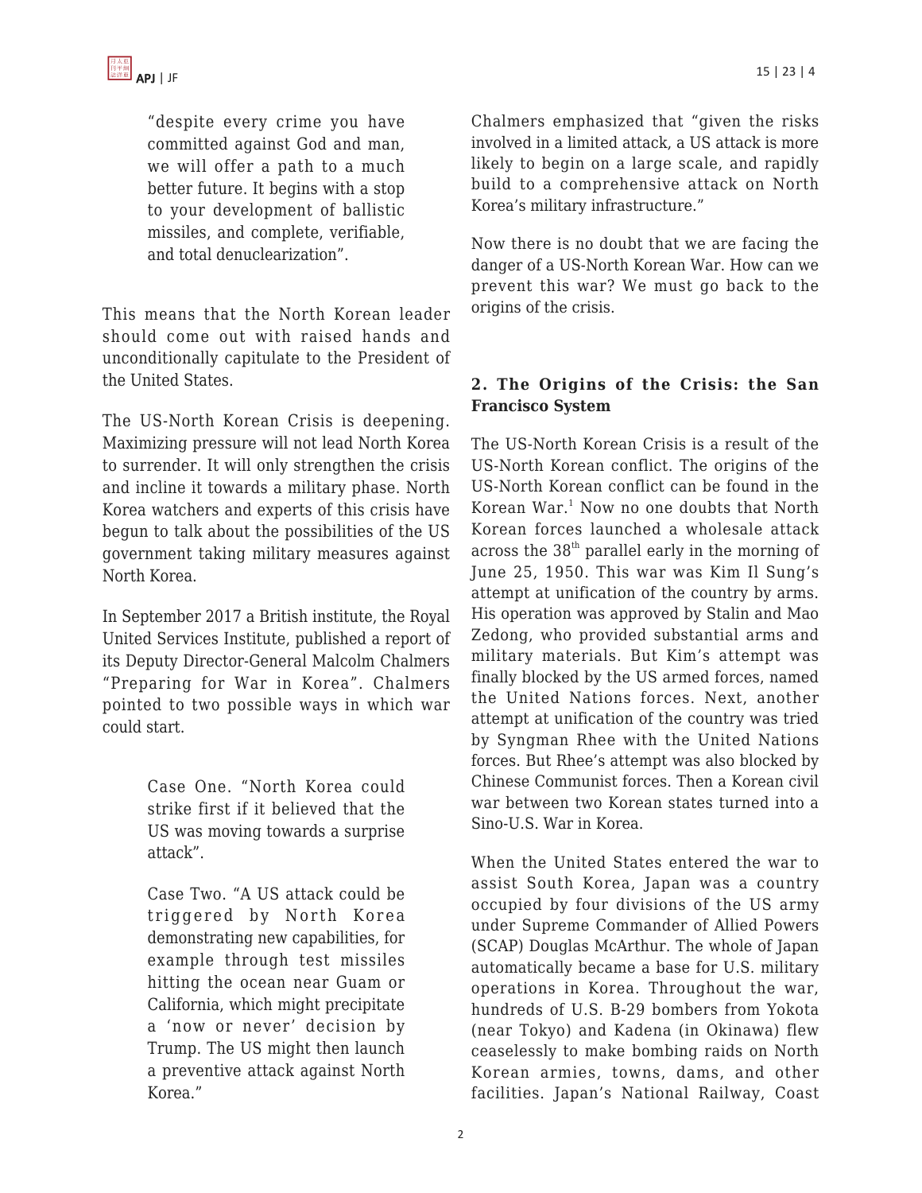> "despite every crime you have committed against God and man, we will offer a path to a much better future. It begins with a stop to your development of ballistic missiles, and complete, verifiable, and total denuclearization".

This means that the North Korean leader should come out with raised hands and unconditionally capitulate to the President of the United States.

The US-North Korean Crisis is deepening. Maximizing pressure will not lead North Korea to surrender. It will only strengthen the crisis and incline it towards a military phase. North Korea watchers and experts of this crisis have begun to talk about the possibilities of the US government taking military measures against North Korea.

In September 2017 a British institute, the Royal United Services Institute, published a report of its Deputy Director-General Malcolm Chalmers "Preparing for War in Korea". Chalmers pointed to two possible ways in which war could start.

> Case One. "North Korea could strike first if it believed that the US was moving towards a surprise attack".
>
> Case Two. "A US attack could be triggered by North Korea demonstrating new capabilities, for example through test missiles hitting the ocean near Guam or California, which might precipitate a 'now or never' decision by Trump. The US might then launch a preventive attack against North Korea."

Chalmers emphasized that "given the risks involved in a limited attack, a US attack is more likely to begin on a large scale, and rapidly build to a comprehensive attack on North Korea's military infrastructure."

Now there is no doubt that we are facing the danger of a US-North Korean War. How can we prevent this war? We must go back to the origins of the crisis.

## 2. The Origins of the Crisis: the San Francisco System

The US-North Korean Crisis is a result of the US-North Korean conflict. The origins of the US-North Korean conflict can be found in the Korean War.[1] Now no one doubts that North Korean forces launched a wholesale attack across the 38th parallel early in the morning of June 25, 1950. This war was Kim Il Sung's attempt at unification of the country by arms. His operation was approved by Stalin and Mao Zedong, who provided substantial arms and military materials. But Kim's attempt was finally blocked by the US armed forces, named the United Nations forces. Next, another attempt at unification of the country was tried by Syngman Rhee with the United Nations forces. But Rhee's attempt was also blocked by Chinese Communist forces. Then a Korean civil war between two Korean states turned into a Sino-U.S. War in Korea.

When the United States entered the war to assist South Korea, Japan was a country occupied by four divisions of the US army under Supreme Commander of Allied Powers (SCAP) Douglas McArthur. The whole of Japan automatically became a base for U.S. military operations in Korea. Throughout the war, hundreds of U.S. B-29 bombers from Yokota (near Tokyo) and Kadena (in Okinawa) flew ceaselessly to make bombing raids on North Korean armies, towns, dams, and other facilities. Japan's National Railway, Coast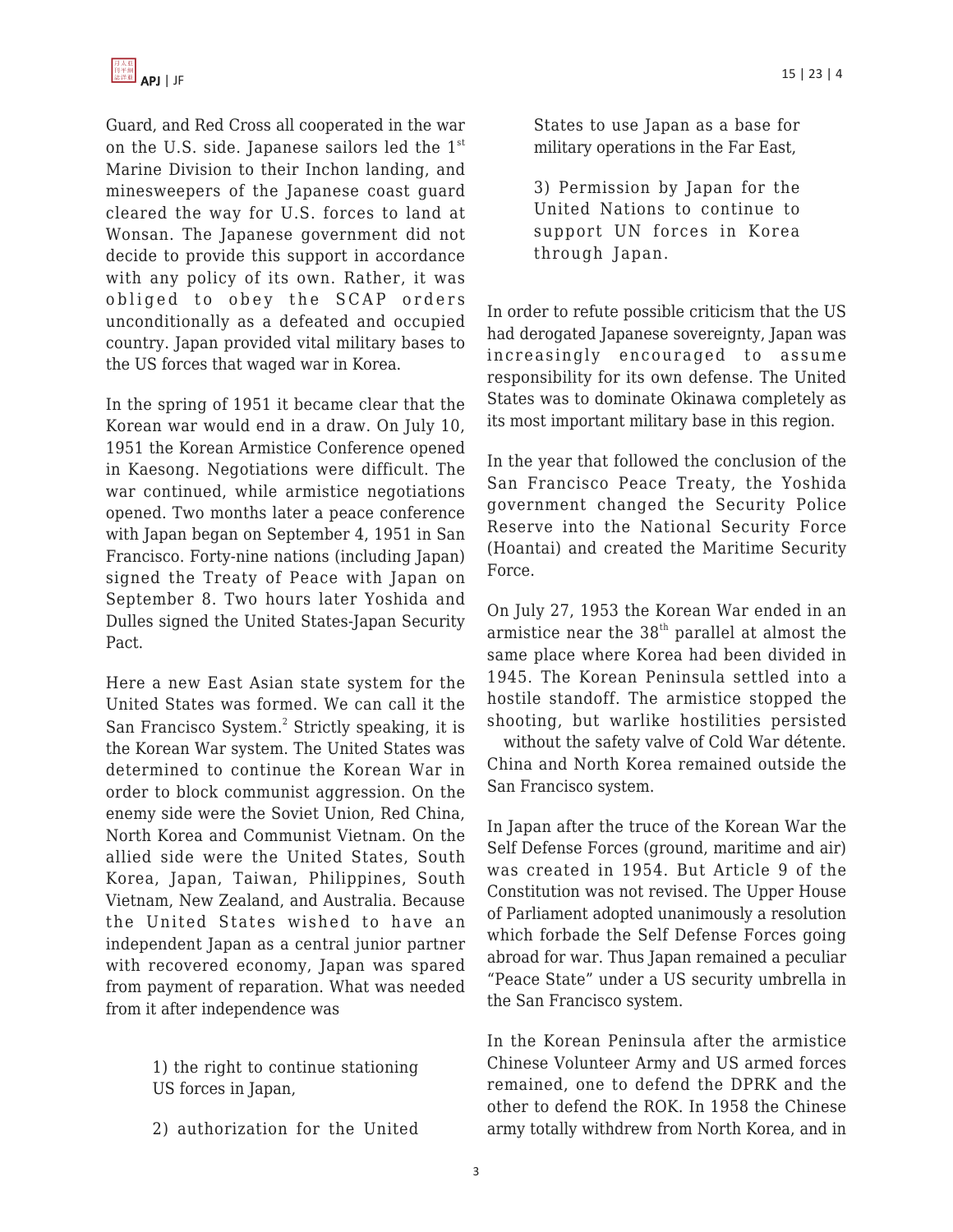Guard, and Red Cross all cooperated in the war on the U.S. side. Japanese sailors led the 1st Marine Division to their Inchon landing, and minesweepers of the Japanese coast guard cleared the way for U.S. forces to land at Wonsan. The Japanese government did not decide to provide this support in accordance with any policy of its own. Rather, it was obliged to obey the SCAP orders unconditionally as a defeated and occupied country. Japan provided vital military bases to the US forces that waged war in Korea.

In the spring of 1951 it became clear that the Korean war would end in a draw. On July 10, 1951 the Korean Armistice Conference opened in Kaesong. Negotiations were difficult. The war continued, while armistice negotiations opened. Two months later a peace conference with Japan began on September 4, 1951 in San Francisco. Forty-nine nations (including Japan) signed the Treaty of Peace with Japan on September 8. Two hours later Yoshida and Dulles signed the United States-Japan Security Pact.

Here a new East Asian state system for the United States was formed. We can call it the San Francisco System.[2] Strictly speaking, it is the Korean War system. The United States was determined to continue the Korean War in order to block communist aggression. On the enemy side were the Soviet Union, Red China, North Korea and Communist Vietnam. On the allied side were the United States, South Korea, Japan, Taiwan, Philippines, South Vietnam, New Zealand, and Australia. Because the United States wished to have an independent Japan as a central junior partner with recovered economy, Japan was spared from payment of reparation. What was needed from it after independence was

> 1) the right to continue stationing US forces in Japan,
>
> 2) authorization for the United States to use Japan as a base for military operations in the Far East,
>
> 3) Permission by Japan for the United Nations to continue to support UN forces in Korea through Japan.

In order to refute possible criticism that the US had derogated Japanese sovereignty, Japan was increasingly encouraged to assume responsibility for its own defense. The United States was to dominate Okinawa completely as its most important military base in this region.

In the year that followed the conclusion of the San Francisco Peace Treaty, the Yoshida government changed the Security Police Reserve into the National Security Force (Hoantai) and created the Maritime Security Force.

On July 27, 1953 the Korean War ended in an armistice near the 38th parallel at almost the same place where Korea had been divided in 1945. The Korean Peninsula settled into a hostile standoff. The armistice stopped the shooting, but warlike hostilities persisted without the safety valve of Cold War détente. China and North Korea remained outside the San Francisco system.

In Japan after the truce of the Korean War the Self Defense Forces (ground, maritime and air) was created in 1954. But Article 9 of the Constitution was not revised. The Upper House of Parliament adopted unanimously a resolution which forbade the Self Defense Forces going abroad for war. Thus Japan remained a peculiar "Peace State" under a US security umbrella in the San Francisco system.

In the Korean Peninsula after the armistice Chinese Volunteer Army and US armed forces remained, one to defend the DPRK and the other to defend the ROK. In 1958 the Chinese army totally withdrew from North Korea, and in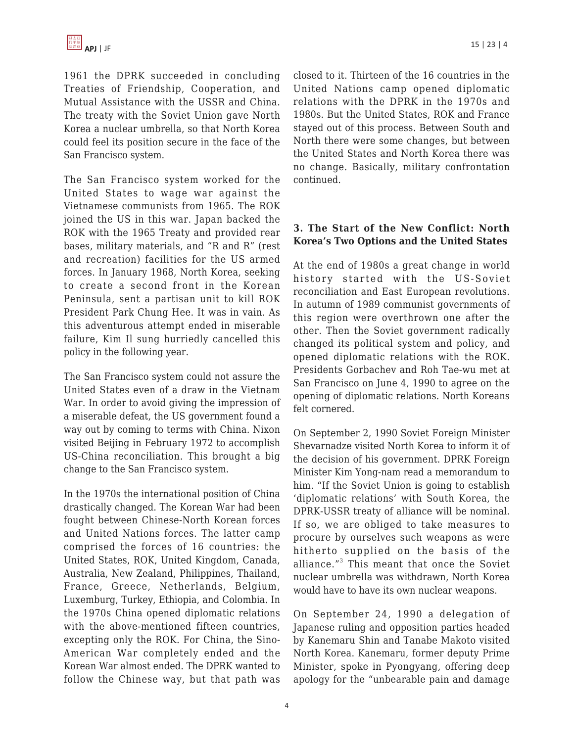1961 the DPRK succeeded in concluding Treaties of Friendship, Cooperation, and Mutual Assistance with the USSR and China. The treaty with the Soviet Union gave North Korea a nuclear umbrella, so that North Korea could feel its position secure in the face of the San Francisco system.

The San Francisco system worked for the United States to wage war against the Vietnamese communists from 1965. The ROK joined the US in this war. Japan backed the ROK with the 1965 Treaty and provided rear bases, military materials, and "R and R" (rest and recreation) facilities for the US armed forces. In January 1968, North Korea, seeking to create a second front in the Korean Peninsula, sent a partisan unit to kill ROK President Park Chung Hee. It was in vain. As this adventurous attempt ended in miserable failure, Kim Il sung hurriedly cancelled this policy in the following year.

The San Francisco system could not assure the United States even of a draw in the Vietnam War. In order to avoid giving the impression of a miserable defeat, the US government found a way out by coming to terms with China. Nixon visited Beijing in February 1972 to accomplish US-China reconciliation. This brought a big change to the San Francisco system.

In the 1970s the international position of China drastically changed. The Korean War had been fought between Chinese-North Korean forces and United Nations forces. The latter camp comprised the forces of 16 countries: the United States, ROK, United Kingdom, Canada, Australia, New Zealand, Philippines, Thailand, France, Greece, Netherlands, Belgium, Luxemburg, Turkey, Ethiopia, and Colombia. In the 1970s China opened diplomatic relations with the above-mentioned fifteen countries, excepting only the ROK. For China, the Sino-American War completely ended and the Korean War almost ended. The DPRK wanted to follow the Chinese way, but that path was closed to it. Thirteen of the 16 countries in the United Nations camp opened diplomatic relations with the DPRK in the 1970s and 1980s. But the United States, ROK and France stayed out of this process. Between South and North there were some changes, but between the United States and North Korea there was no change. Basically, military confrontation continued.

### 3. The Start of the New Conflict: North Korea's Two Options and the United States

At the end of 1980s a great change in world history started with the US-Soviet reconciliation and East European revolutions. In autumn of 1989 communist governments of this region were overthrown one after the other. Then the Soviet government radically changed its political system and policy, and opened diplomatic relations with the ROK. Presidents Gorbachev and Roh Tae-wu met at San Francisco on June 4, 1990 to agree on the opening of diplomatic relations. North Koreans felt cornered.

On September 2, 1990 Soviet Foreign Minister Shevarnadze visited North Korea to inform it of the decision of his government. DPRK Foreign Minister Kim Yong-nam read a memorandum to him. "If the Soviet Union is going to establish 'diplomatic relations' with South Korea, the DPRK-USSR treaty of alliance will be nominal. If so, we are obliged to take measures to procure by ourselves such weapons as were hitherto supplied on the basis of the alliance."[3] This meant that once the Soviet nuclear umbrella was withdrawn, North Korea would have to have its own nuclear weapons.

On September 24, 1990 a delegation of Japanese ruling and opposition parties headed by Kanemaru Shin and Tanabe Makoto visited North Korea. Kanemaru, former deputy Prime Minister, spoke in Pyongyang, offering deep apology for the "unbearable pain and damage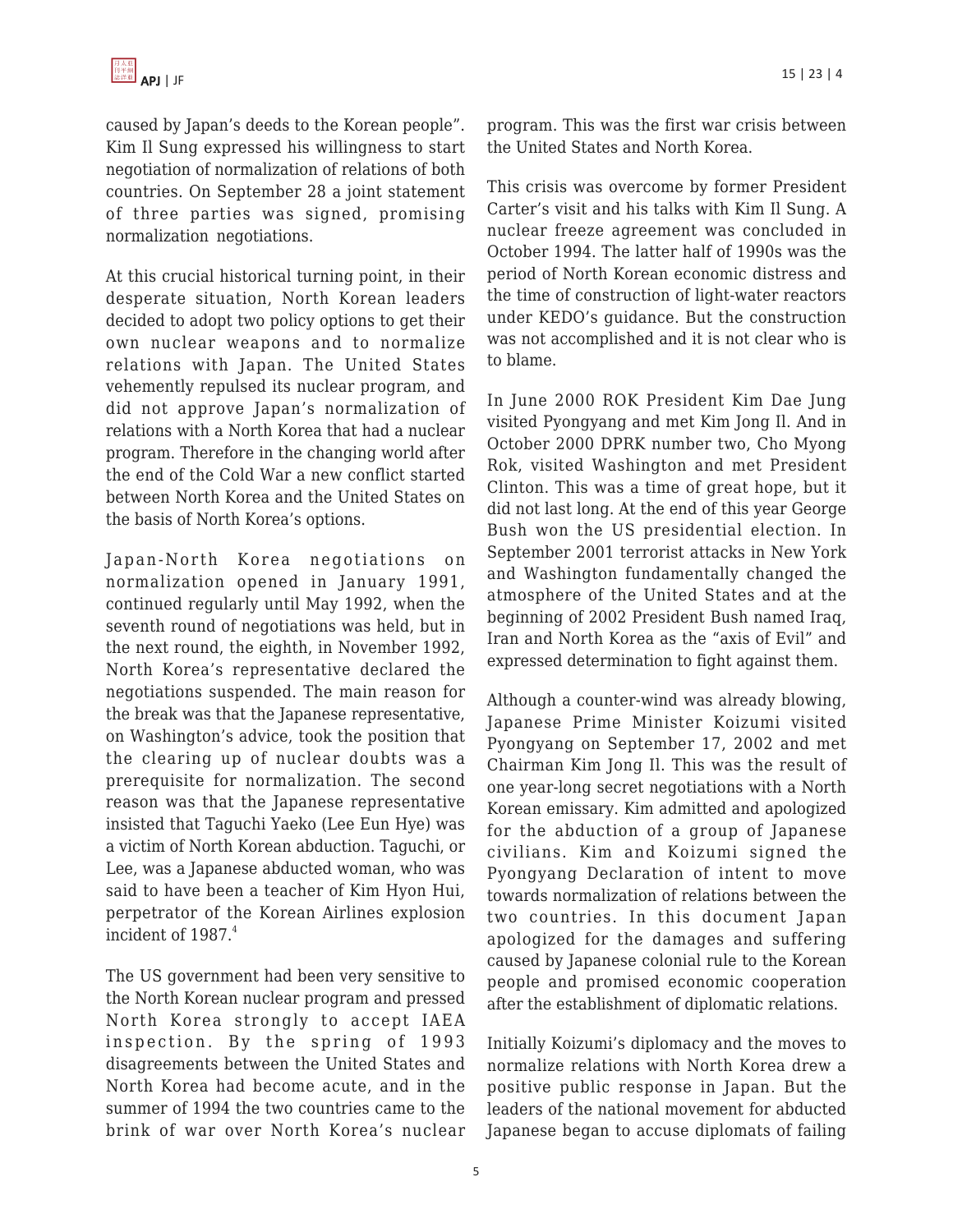caused by Japan's deeds to the Korean people". Kim Il Sung expressed his willingness to start negotiation of normalization of relations of both countries. On September 28 a joint statement of three parties was signed, promising normalization negotiations.

At this crucial historical turning point, in their desperate situation, North Korean leaders decided to adopt two policy options to get their own nuclear weapons and to normalize relations with Japan. The United States vehemently repulsed its nuclear program, and did not approve Japan's normalization of relations with a North Korea that had a nuclear program. Therefore in the changing world after the end of the Cold War a new conflict started between North Korea and the United States on the basis of North Korea's options.

Japan-North Korea negotiations on normalization opened in January 1991, continued regularly until May 1992, when the seventh round of negotiations was held, but in the next round, the eighth, in November 1992, North Korea's representative declared the negotiations suspended. The main reason for the break was that the Japanese representative, on Washington's advice, took the position that the clearing up of nuclear doubts was a prerequisite for normalization. The second reason was that the Japanese representative insisted that Taguchi Yaeko (Lee Eun Hye) was a victim of North Korean abduction. Taguchi, or Lee, was a Japanese abducted woman, who was said to have been a teacher of Kim Hyon Hui, perpetrator of the Korean Airlines explosion incident of 1987.[4]

The US government had been very sensitive to the North Korean nuclear program and pressed North Korea strongly to accept IAEA inspection. By the spring of 1993 disagreements between the United States and North Korea had become acute, and in the summer of 1994 the two countries came to the brink of war over North Korea's nuclear program. This was the first war crisis between the United States and North Korea.

This crisis was overcome by former President Carter's visit and his talks with Kim Il Sung. A nuclear freeze agreement was concluded in October 1994. The latter half of 1990s was the period of North Korean economic distress and the time of construction of light-water reactors under KEDO's guidance. But the construction was not accomplished and it is not clear who is to blame.

In June 2000 ROK President Kim Dae Jung visited Pyongyang and met Kim Jong Il. And in October 2000 DPRK number two, Cho Myong Rok, visited Washington and met President Clinton. This was a time of great hope, but it did not last long. At the end of this year George Bush won the US presidential election. In September 2001 terrorist attacks in New York and Washington fundamentally changed the atmosphere of the United States and at the beginning of 2002 President Bush named Iraq, Iran and North Korea as the "axis of Evil" and expressed determination to fight against them.

Although a counter-wind was already blowing, Japanese Prime Minister Koizumi visited Pyongyang on September 17, 2002 and met Chairman Kim Jong Il. This was the result of one year-long secret negotiations with a North Korean emissary. Kim admitted and apologized for the abduction of a group of Japanese civilians. Kim and Koizumi signed the Pyongyang Declaration of intent to move towards normalization of relations between the two countries. In this document Japan apologized for the damages and suffering caused by Japanese colonial rule to the Korean people and promised economic cooperation after the establishment of diplomatic relations.

Initially Koizumi's diplomacy and the moves to normalize relations with North Korea drew a positive public response in Japan. But the leaders of the national movement for abducted Japanese began to accuse diplomats of failing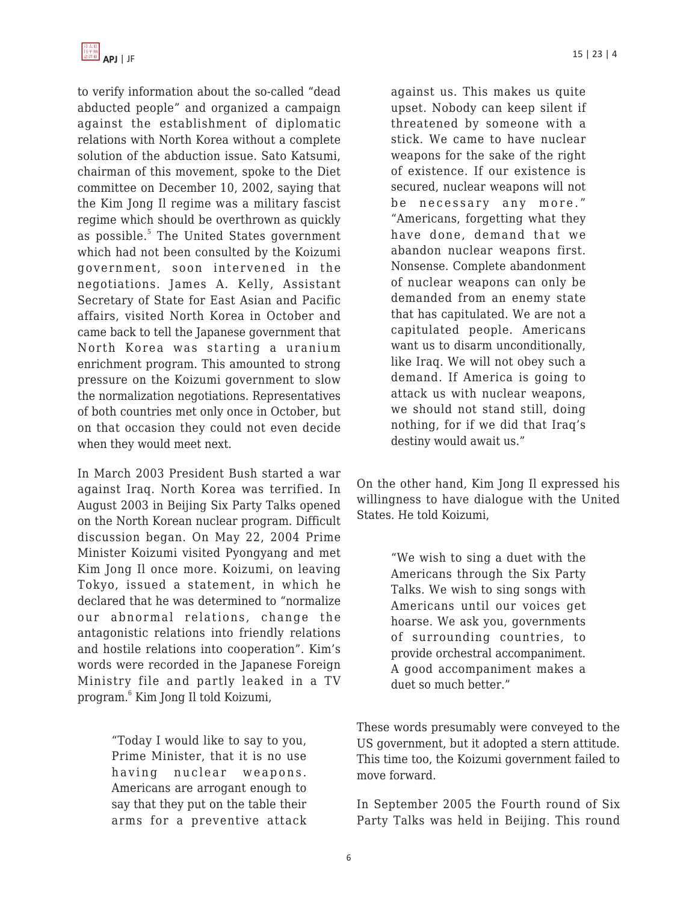to verify information about the so-called "dead abducted people" and organized a campaign against the establishment of diplomatic relations with North Korea without a complete solution of the abduction issue. Sato Katsumi, chairman of this movement, spoke to the Diet committee on December 10, 2002, saying that the Kim Jong Il regime was a military fascist regime which should be overthrown as quickly as possible.[5] The United States government which had not been consulted by the Koizumi government, soon intervened in the negotiations. James A. Kelly, Assistant Secretary of State for East Asian and Pacific affairs, visited North Korea in October and came back to tell the Japanese government that North Korea was starting a uranium enrichment program. This amounted to strong pressure on the Koizumi government to slow the normalization negotiations. Representatives of both countries met only once in October, but on that occasion they could not even decide when they would meet next.

In March 2003 President Bush started a war against Iraq. North Korea was terrified. In August 2003 in Beijing Six Party Talks opened on the North Korean nuclear program. Difficult discussion began. On May 22, 2004 Prime Minister Koizumi visited Pyongyang and met Kim Jong Il once more. Koizumi, on leaving Tokyo, issued a statement, in which he declared that he was determined to "normalize our abnormal relations, change the antagonistic relations into friendly relations and hostile relations into cooperation". Kim's words were recorded in the Japanese Foreign Ministry file and partly leaked in a TV program.[6] Kim Jong Il told Koizumi,

> "Today I would like to say to you, Prime Minister, that it is no use having nuclear weapons. Americans are arrogant enough to say that they put on the table their arms for a preventive attack against us. This makes us quite upset. Nobody can keep silent if threatened by someone with a stick. We came to have nuclear weapons for the sake of the right of existence. If our existence is secured, nuclear weapons will not be necessary any more." "Americans, forgetting what they have done, demand that we abandon nuclear weapons first. Nonsense. Complete abandonment of nuclear weapons can only be demanded from an enemy state that has capitulated. We are not a capitulated people. Americans want us to disarm unconditionally, like Iraq. We will not obey such a demand. If America is going to attack us with nuclear weapons, we should not stand still, doing nothing, for if we did that Iraq's destiny would await us."

On the other hand, Kim Jong Il expressed his willingness to have dialogue with the United States. He told Koizumi,

> "We wish to sing a duet with the Americans through the Six Party Talks. We wish to sing songs with Americans until our voices get hoarse. We ask you, governments of surrounding countries, to provide orchestral accompaniment. A good accompaniment makes a duet so much better."

These words presumably were conveyed to the US government, but it adopted a stern attitude. This time too, the Koizumi government failed to move forward.

In September 2005 the Fourth round of Six Party Talks was held in Beijing. This round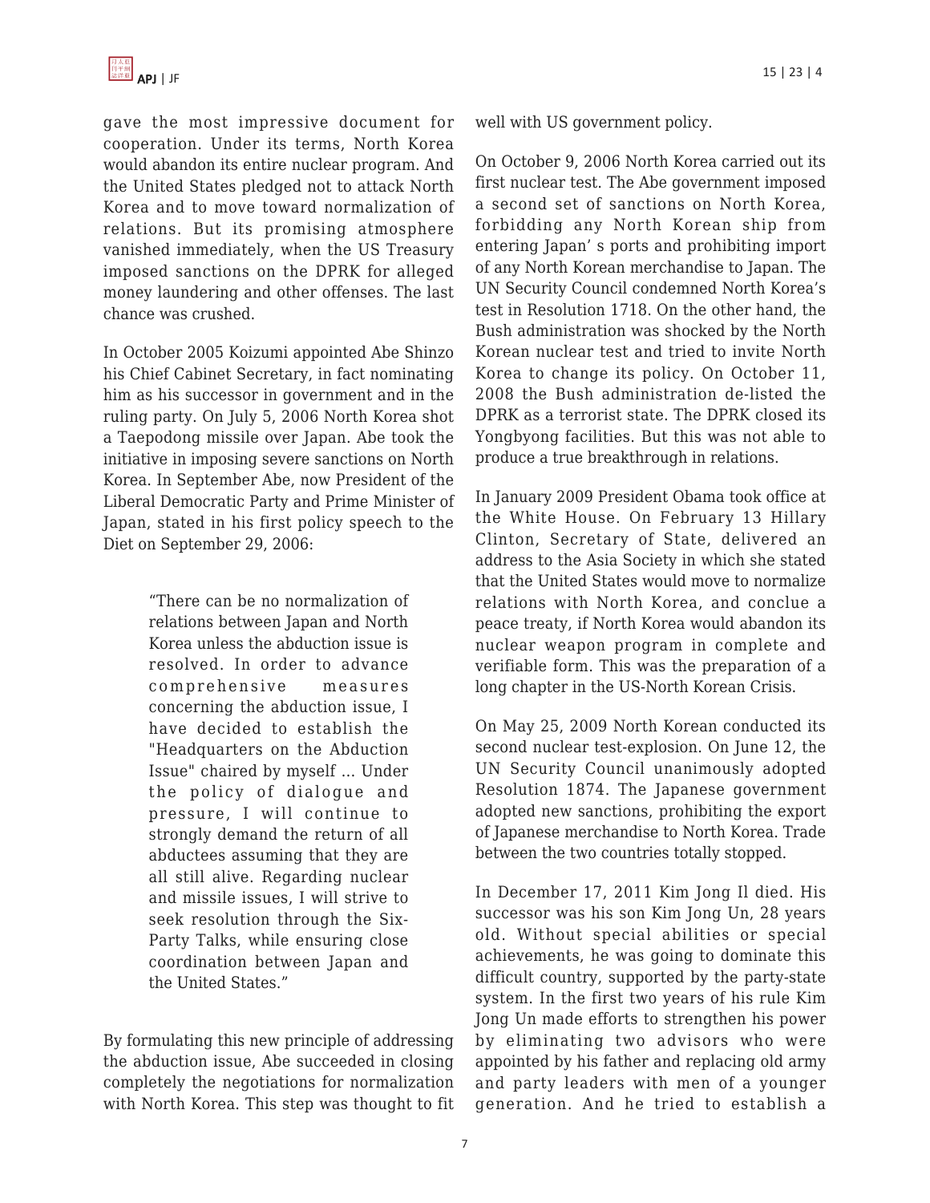gave the most impressive document for cooperation. Under its terms, North Korea would abandon its entire nuclear program. And the United States pledged not to attack North Korea and to move toward normalization of relations. But its promising atmosphere vanished immediately, when the US Treasury imposed sanctions on the DPRK for alleged money laundering and other offenses. The last chance was crushed.

In October 2005 Koizumi appointed Abe Shinzo his Chief Cabinet Secretary, in fact nominating him as his successor in government and in the ruling party. On July 5, 2006 North Korea shot a Taepodong missile over Japan. Abe took the initiative in imposing severe sanctions on North Korea. In September Abe, now President of the Liberal Democratic Party and Prime Minister of Japan, stated in his first policy speech to the Diet on September 29, 2006:

> "There can be no normalization of relations between Japan and North Korea unless the abduction issue is resolved. In order to advance comprehensive measures concerning the abduction issue, I have decided to establish the "Headquarters on the Abduction Issue" chaired by myself ... Under the policy of dialogue and pressure, I will continue to strongly demand the return of all abductees assuming that they are all still alive. Regarding nuclear and missile issues, I will strive to seek resolution through the Six-Party Talks, while ensuring close coordination between Japan and the United States."

By formulating this new principle of addressing the abduction issue, Abe succeeded in closing completely the negotiations for normalization with North Korea. This step was thought to fit well with US government policy.

On October 9, 2006 North Korea carried out its first nuclear test. The Abe government imposed a second set of sanctions on North Korea, forbidding any North Korean ship from entering Japan' s ports and prohibiting import of any North Korean merchandise to Japan. The UN Security Council condemned North Korea's test in Resolution 1718. On the other hand, the Bush administration was shocked by the North Korean nuclear test and tried to invite North Korea to change its policy. On October 11, 2008 the Bush administration de-listed the DPRK as a terrorist state. The DPRK closed its Yongbyong facilities. But this was not able to produce a true breakthrough in relations.

In January 2009 President Obama took office at the White House. On February 13 Hillary Clinton, Secretary of State, delivered an address to the Asia Society in which she stated that the United States would move to normalize relations with North Korea, and conclue a peace treaty, if North Korea would abandon its nuclear weapon program in complete and verifiable form. This was the preparation of a long chapter in the US-North Korean Crisis.

On May 25, 2009 North Korean conducted its second nuclear test-explosion. On June 12, the UN Security Council unanimously adopted Resolution 1874. The Japanese government adopted new sanctions, prohibiting the export of Japanese merchandise to North Korea. Trade between the two countries totally stopped.

In December 17, 2011 Kim Jong Il died. His successor was his son Kim Jong Un, 28 years old. Without special abilities or special achievements, he was going to dominate this difficult country, supported by the party-state system. In the first two years of his rule Kim Jong Un made efforts to strengthen his power by eliminating two advisors who were appointed by his father and replacing old army and party leaders with men of a younger generation. And he tried to establish a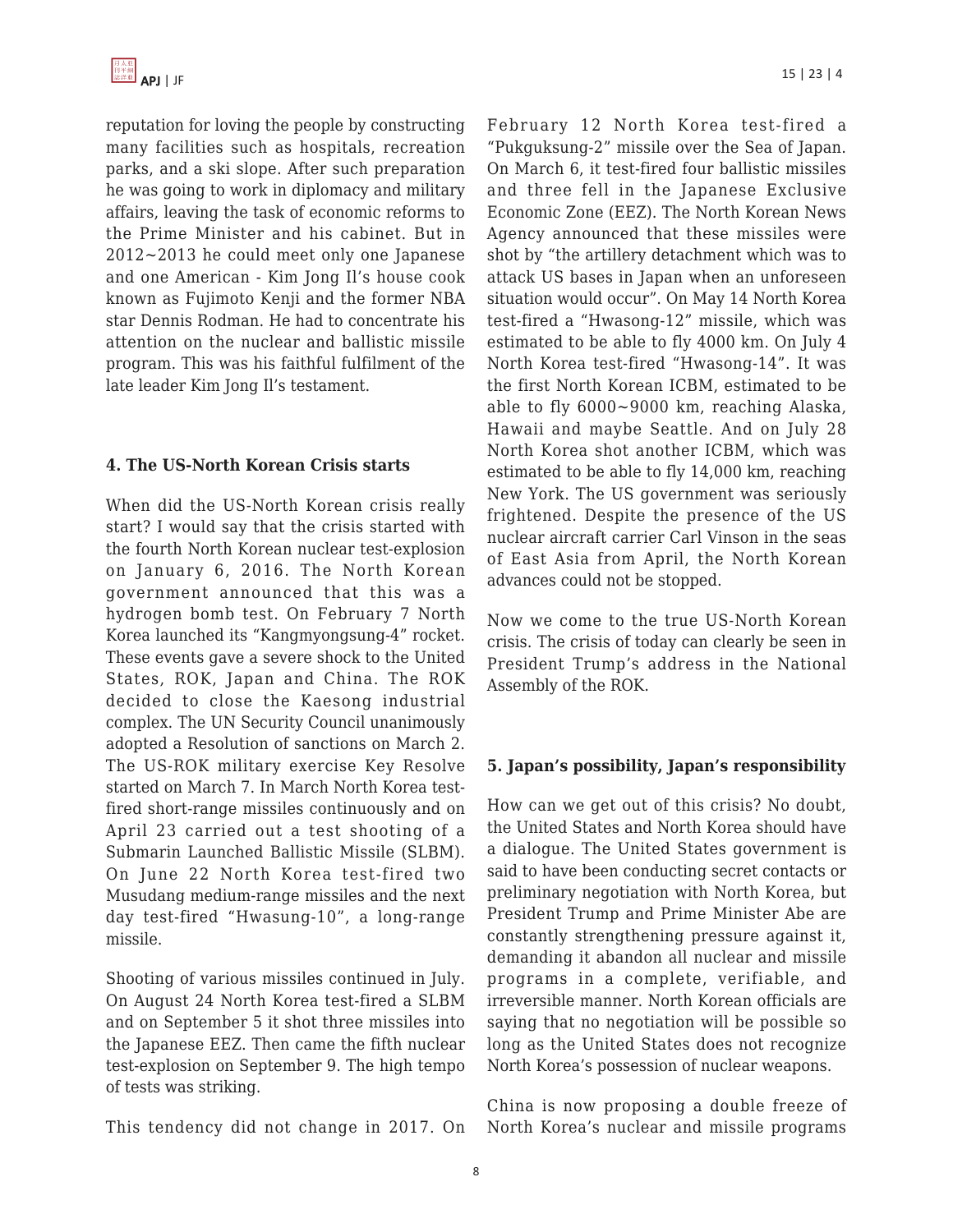reputation for loving the people by constructing many facilities such as hospitals, recreation parks, and a ski slope. After such preparation he was going to work in diplomacy and military affairs, leaving the task of economic reforms to the Prime Minister and his cabinet. But in 2012~2013 he could meet only one Japanese and one American - Kim Jong Il's house cook known as Fujimoto Kenji and the former NBA star Dennis Rodman. He had to concentrate his attention on the nuclear and ballistic missile program. This was his faithful fulfilment of the late leader Kim Jong Il's testament.

#### 4. The US-North Korean Crisis starts

When did the US-North Korean crisis really start? I would say that the crisis started with the fourth North Korean nuclear test-explosion on January 6, 2016. The North Korean government announced that this was a hydrogen bomb test. On February 7 North Korea launched its "Kangmyongsung-4" rocket. These events gave a severe shock to the United States, ROK, Japan and China. The ROK decided to close the Kaesong industrial complex. The UN Security Council unanimously adopted a Resolution of sanctions on March 2. The US-ROK military exercise Key Resolve started on March 7. In March North Korea test-fired short-range missiles continuously and on April 23 carried out a test shooting of a Submarin Launched Ballistic Missile (SLBM). On June 22 North Korea test-fired two Musudang medium-range missiles and the next day test-fired "Hwasung-10", a long-range missile.

Shooting of various missiles continued in July. On August 24 North Korea test-fired a SLBM and on September 5 it shot three missiles into the Japanese EEZ. Then came the fifth nuclear test-explosion on September 9. The high tempo of tests was striking.

This tendency did not change in 2017. On February 12 North Korea test-fired a "Pukguksung-2" missile over the Sea of Japan. On March 6, it test-fired four ballistic missiles and three fell in the Japanese Exclusive Economic Zone (EEZ). The North Korean News Agency announced that these missiles were shot by "the artillery detachment which was to attack US bases in Japan when an unforeseen situation would occur". On May 14 North Korea test-fired a "Hwasong-12" missile, which was estimated to be able to fly 4000 km. On July 4 North Korea test-fired "Hwasong-14". It was the first North Korean ICBM, estimated to be able to fly 6000~9000 km, reaching Alaska, Hawaii and maybe Seattle. And on July 28 North Korea shot another ICBM, which was estimated to be able to fly 14,000 km, reaching New York. The US government was seriously frightened. Despite the presence of the US nuclear aircraft carrier Carl Vinson in the seas of East Asia from April, the North Korean advances could not be stopped.

Now we come to the true US-North Korean crisis. The crisis of today can clearly be seen in President Trump's address in the National Assembly of the ROK.

#### 5. Japan's possibility, Japan's responsibility

How can we get out of this crisis? No doubt, the United States and North Korea should have a dialogue. The United States government is said to have been conducting secret contacts or preliminary negotiation with North Korea, but President Trump and Prime Minister Abe are constantly strengthening pressure against it, demanding it abandon all nuclear and missile programs in a complete, verifiable, and irreversible manner. North Korean officials are saying that no negotiation will be possible so long as the United States does not recognize North Korea's possession of nuclear weapons.

China is now proposing a double freeze of North Korea's nuclear and missile programs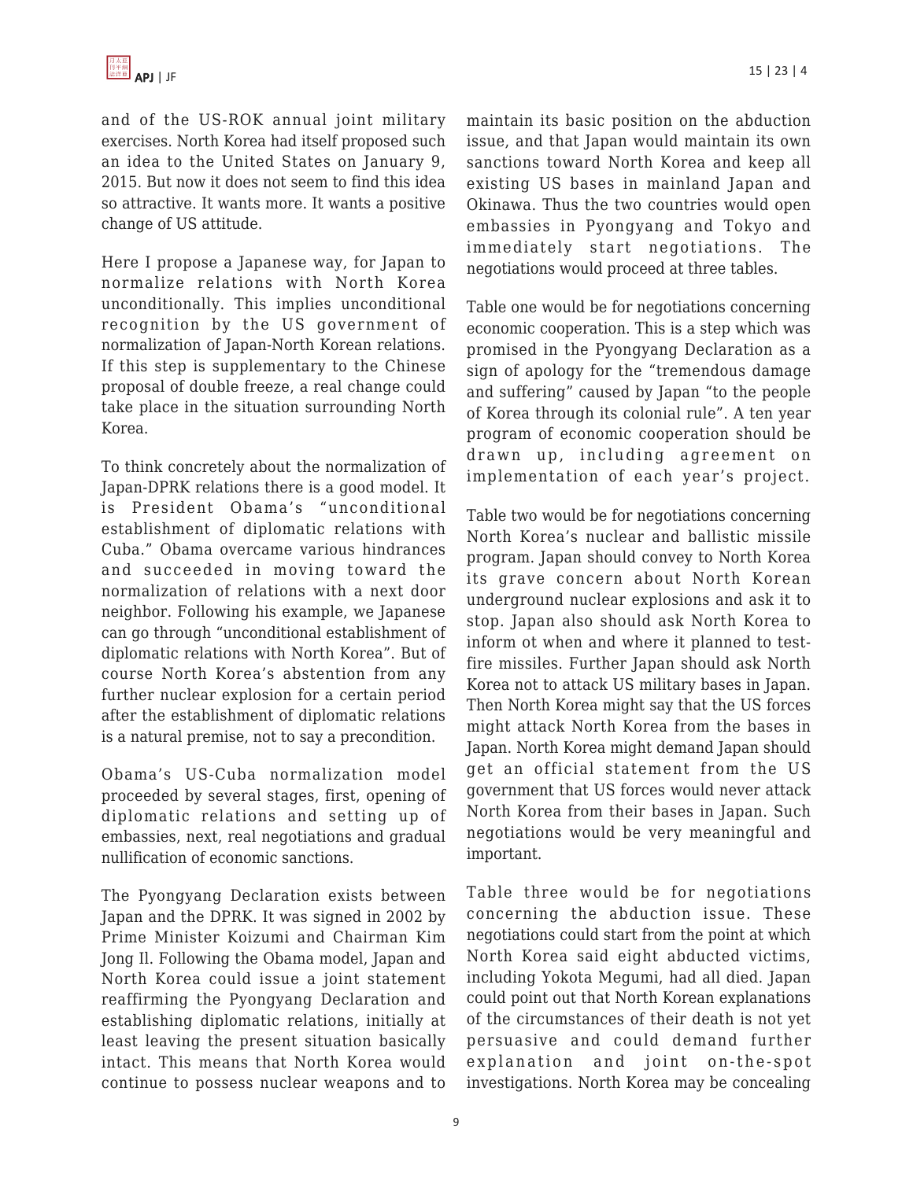and of the US-ROK annual joint military exercises. North Korea had itself proposed such an idea to the United States on January 9, 2015. But now it does not seem to find this idea so attractive. It wants more. It wants a positive change of US attitude.

Here I propose a Japanese way, for Japan to normalize relations with North Korea unconditionally. This implies unconditional recognition by the US government of normalization of Japan-North Korean relations. If this step is supplementary to the Chinese proposal of double freeze, a real change could take place in the situation surrounding North Korea.

To think concretely about the normalization of Japan-DPRK relations there is a good model. It is President Obama's "unconditional establishment of diplomatic relations with Cuba." Obama overcame various hindrances and succeeded in moving toward the normalization of relations with a next door neighbor. Following his example, we Japanese can go through "unconditional establishment of diplomatic relations with North Korea". But of course North Korea's abstention from any further nuclear explosion for a certain period after the establishment of diplomatic relations is a natural premise, not to say a precondition.

Obama's US-Cuba normalization model proceeded by several stages, first, opening of diplomatic relations and setting up of embassies, next, real negotiations and gradual nullification of economic sanctions.

The Pyongyang Declaration exists between Japan and the DPRK. It was signed in 2002 by Prime Minister Koizumi and Chairman Kim Jong Il. Following the Obama model, Japan and North Korea could issue a joint statement reaffirming the Pyongyang Declaration and establishing diplomatic relations, initially at least leaving the present situation basically intact. This means that North Korea would continue to possess nuclear weapons and to maintain its basic position on the abduction issue, and that Japan would maintain its own sanctions toward North Korea and keep all existing US bases in mainland Japan and Okinawa. Thus the two countries would open embassies in Pyongyang and Tokyo and immediately start negotiations. The negotiations would proceed at three tables.

Table one would be for negotiations concerning economic cooperation. This is a step which was promised in the Pyongyang Declaration as a sign of apology for the "tremendous damage and suffering" caused by Japan "to the people of Korea through its colonial rule". A ten year program of economic cooperation should be drawn up, including agreement on implementation of each year's project.

Table two would be for negotiations concerning North Korea's nuclear and ballistic missile program. Japan should convey to North Korea its grave concern about North Korean underground nuclear explosions and ask it to stop. Japan also should ask North Korea to inform ot when and where it planned to test-fire missiles. Further Japan should ask North Korea not to attack US military bases in Japan. Then North Korea might say that the US forces might attack North Korea from the bases in Japan. North Korea might demand Japan should get an official statement from the US government that US forces would never attack North Korea from their bases in Japan. Such negotiations would be very meaningful and important.

Table three would be for negotiations concerning the abduction issue. These negotiations could start from the point at which North Korea said eight abducted victims, including Yokota Megumi, had all died. Japan could point out that North Korean explanations of the circumstances of their death is not yet persuasive and could demand further explanation and joint on-the-spot investigations. North Korea may be concealing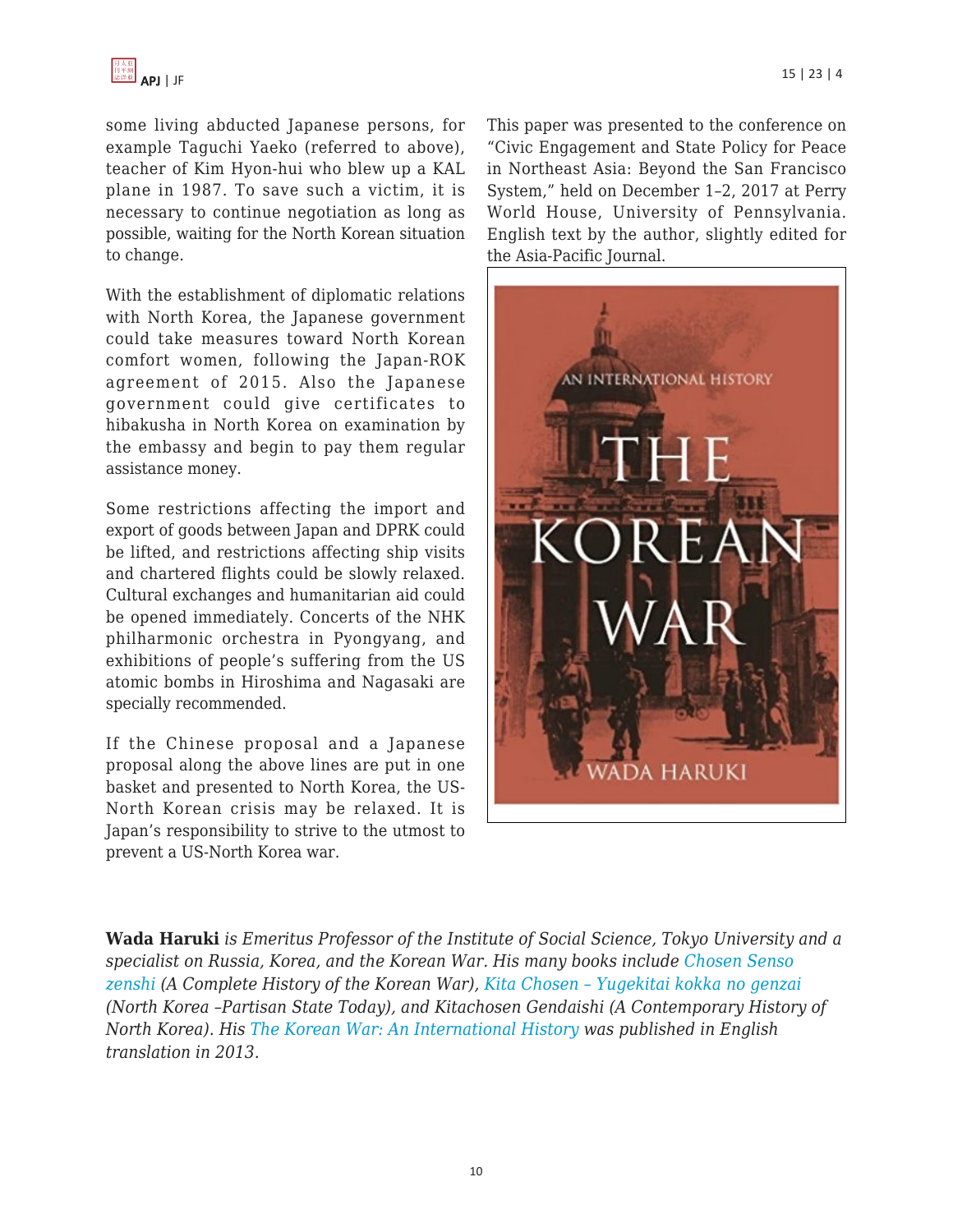some living abducted Japanese persons, for example Taguchi Yaeko (referred to above), teacher of Kim Hyon-hui who blew up a KAL plane in 1987. To save such a victim, it is necessary to continue negotiation as long as possible, waiting for the North Korean situation to change.

With the establishment of diplomatic relations with North Korea, the Japanese government could take measures toward North Korean comfort women, following the Japan-ROK agreement of 2015. Also the Japanese government could give certificates to hibakusha in North Korea on examination by the embassy and begin to pay them regular assistance money.

Some restrictions affecting the import and export of goods between Japan and DPRK could be lifted, and restrictions affecting ship visits and chartered flights could be slowly relaxed. Cultural exchanges and humanitarian aid could be opened immediately. Concerts of the NHK philharmonic orchestra in Pyongyang, and exhibitions of people's suffering from the US atomic bombs in Hiroshima and Nagasaki are specially recommended.

If the Chinese proposal and a Japanese proposal along the above lines are put in one basket and presented to North Korea, the US-North Korean crisis may be relaxed. It is Japan's responsibility to strive to the utmost to prevent a US-North Korea war.

This paper was presented to the conference on "Civic Engagement and State Policy for Peace in Northeast Asia: Beyond the San Francisco System," held on December 1–2, 2017 at Perry World House, University of Pennsylvania. English text by the author, slightly edited for the Asia-Pacific Journal.

**Wada Haruki** *is Emeritus Professor of the Institute of Social Science, Tokyo University and a specialist on Russia, Korea, and the Korean War. His many books include Chosen Senso zenshi (A Complete History of the Korean War), Kita Chosen – Yugekitai kokka no genzai (North Korea –Partisan State Today), and Kitachosen Gendaishi (A Contemporary History of North Korea). His The Korean War: An International History was published in English translation in 2013.*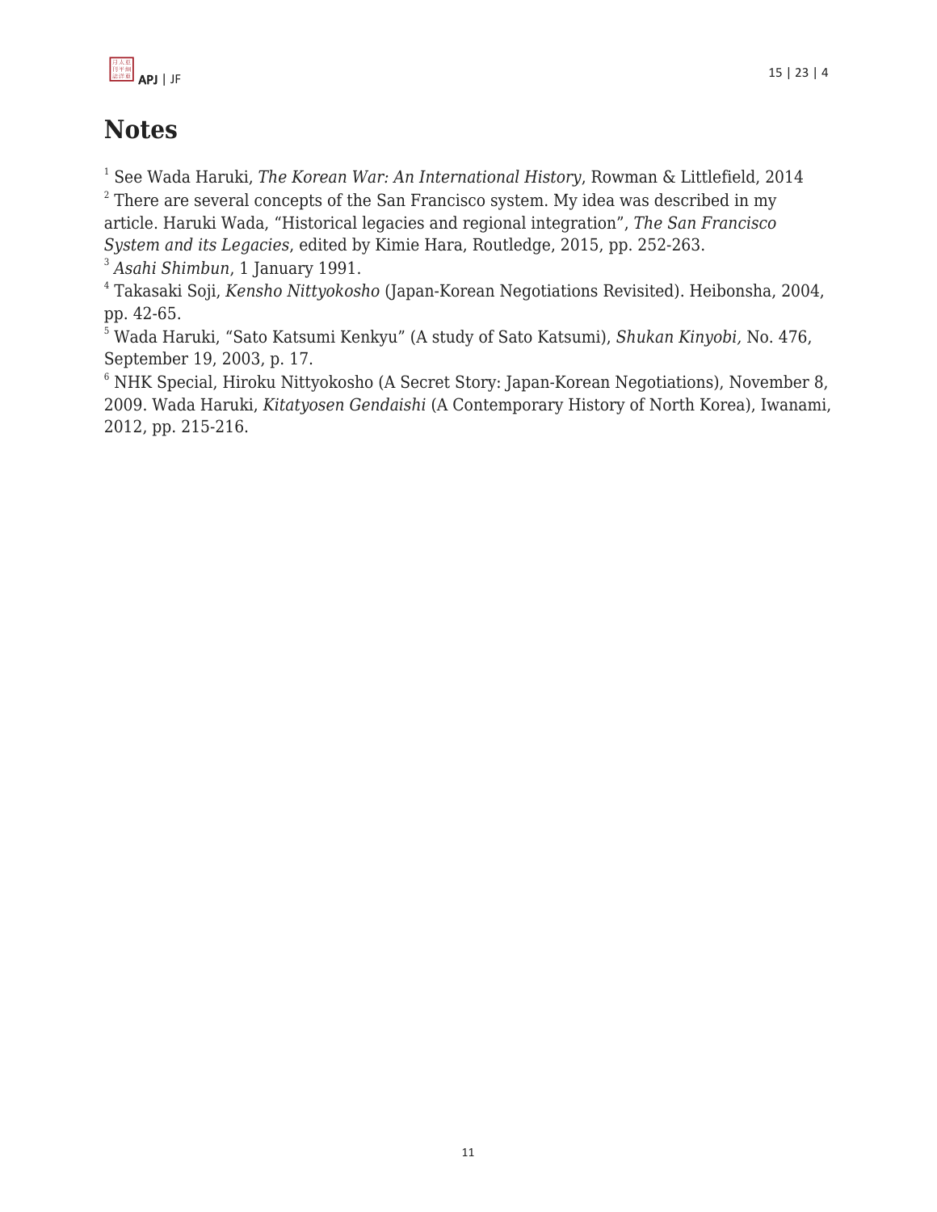# Notes

[1] See Wada Haruki, *The Korean War: An International History*, Rowman & Littlefield, 2014

[2] There are several concepts of the San Francisco system. My idea was described in my article. Haruki Wada, "Historical legacies and regional integration", *The San Francisco System and its Legacies*, edited by Kimie Hara, Routledge, 2015, pp. 252-263.

[3] *Asahi Shimbun*, 1 January 1991.

[4] Takasaki Soji, *Kensho Nittyokosho* (Japan-Korean Negotiations Revisited). Heibonsha, 2004, pp. 42-65.

[5] Wada Haruki, "Sato Katsumi Kenkyu" (A study of Sato Katsumi), *Shukan Kinyobi,* No. 476, September 19, 2003, p. 17.

[6] NHK Special, Hiroku Nittyokosho (A Secret Story: Japan-Korean Negotiations), November 8, 2009. Wada Haruki, *Kitatyosen Gendaishi* (A Contemporary History of North Korea), Iwanami, 2012, pp. 215-216.